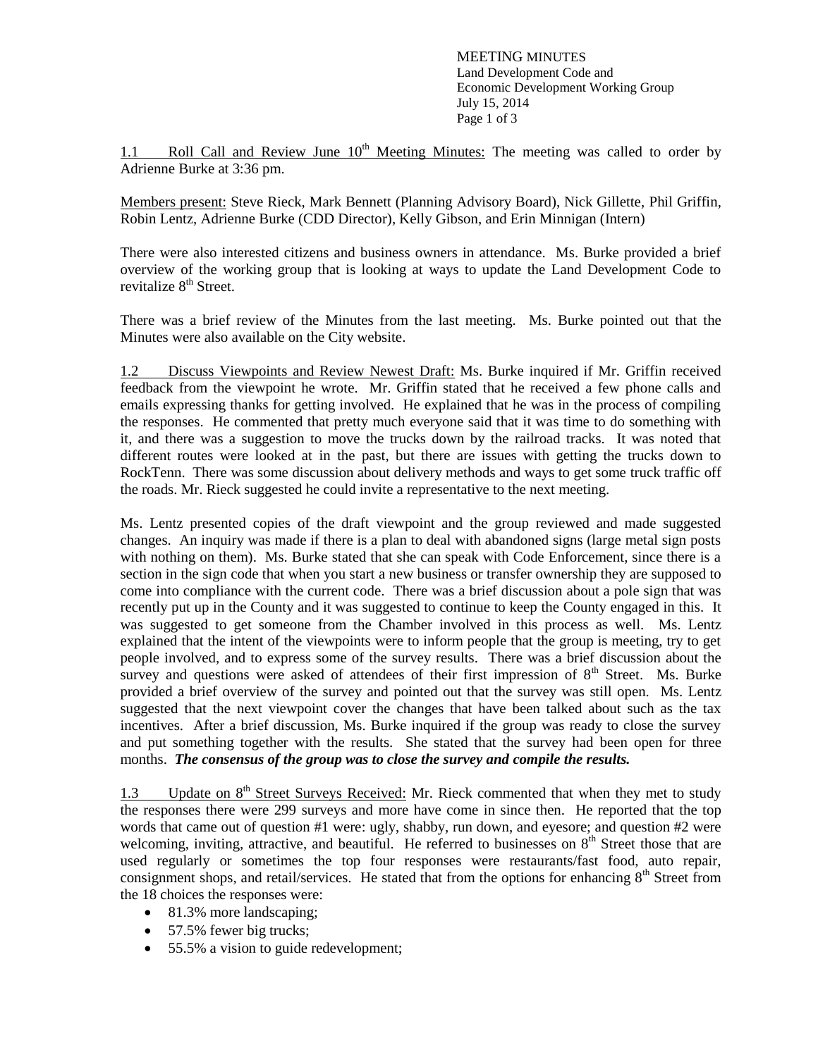MEETING MINUTES
Land Development Code and
Economic Development Working Group
July 15, 2014

1.1 Roll Call and Review June 10th Meeting Minutes: The meeting was called to order by Adrienne Burke at 3:36 pm.

Members present: Steve Rieck, Mark Bennett (Planning Advisory Board), Nick Gillette, Phil Griffin, Robin Lentz, Adrienne Burke (CDD Director), Kelly Gibson, and Erin Minnigan (Intern)

There were also interested citizens and business owners in attendance. Ms. Burke provided a brief overview of the working group that is looking at ways to update the Land Development Code to revitalize 8th Street.

There was a brief review of the Minutes from the last meeting. Ms. Burke pointed out that the Minutes were also available on the City website.

1.2 Discuss Viewpoints and Review Newest Draft: Ms. Burke inquired if Mr. Griffin received feedback from the viewpoint he wrote. Mr. Griffin stated that he received a few phone calls and emails expressing thanks for getting involved. He explained that he was in the process of compiling the responses. He commented that pretty much everyone said that it was time to do something with it, and there was a suggestion to move the trucks down by the railroad tracks. It was noted that different routes were looked at in the past, but there are issues with getting the trucks down to RockTenn. There was some discussion about delivery methods and ways to get some truck traffic off the roads. Mr. Rieck suggested he could invite a representative to the next meeting.

Ms. Lentz presented copies of the draft viewpoint and the group reviewed and made suggested changes. An inquiry was made if there is a plan to deal with abandoned signs (large metal sign posts with nothing on them). Ms. Burke stated that she can speak with Code Enforcement, since there is a section in the sign code that when you start a new business or transfer ownership they are supposed to come into compliance with the current code. There was a brief discussion about a pole sign that was recently put up in the County and it was suggested to continue to keep the County engaged in this. It was suggested to get someone from the Chamber involved in this process as well. Ms. Lentz explained that the intent of the viewpoints were to inform people that the group is meeting, try to get people involved, and to express some of the survey results. There was a brief discussion about the survey and questions were asked of attendees of their first impression of 8th Street. Ms. Burke provided a brief overview of the survey and pointed out that the survey was still open. Ms. Lentz suggested that the next viewpoint cover the changes that have been talked about such as the tax incentives. After a brief discussion, Ms. Burke inquired if the group was ready to close the survey and put something together with the results. She stated that the survey had been open for three months. ***The consensus of the group was to close the survey and compile the results.***

1.3 Update on 8th Street Surveys Received: Mr. Rieck commented that when they met to study the responses there were 299 surveys and more have come in since then. He reported that the top words that came out of question #1 were: ugly, shabby, run down, and eyesore; and question #2 were welcoming, inviting, attractive, and beautiful. He referred to businesses on 8th Street those that are used regularly or sometimes the top four responses were restaurants/fast food, auto repair, consignment shops, and retail/services. He stated that from the options for enhancing 8th Street from the 18 choices the responses were:

- 81.3% more landscaping;
- 57.5% fewer big trucks;
- 55.5% a vision to guide redevelopment;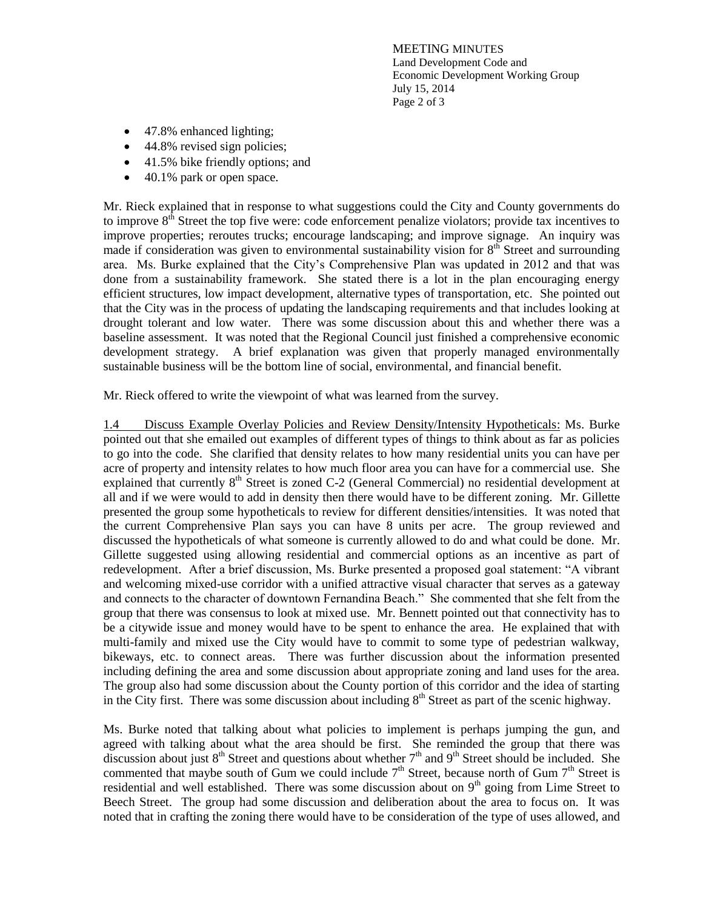- 47.8% enhanced lighting;
- 44.8% revised sign policies;
- 41.5% bike friendly options; and
- 40.1% park or open space.

Mr. Rieck explained that in response to what suggestions could the City and County governments do to improve 8th Street the top five were: code enforcement penalize violators; provide tax incentives to improve properties; reroutes trucks; encourage landscaping; and improve signage. An inquiry was made if consideration was given to environmental sustainability vision for 8th Street and surrounding area. Ms. Burke explained that the City's Comprehensive Plan was updated in 2012 and that was done from a sustainability framework. She stated there is a lot in the plan encouraging energy efficient structures, low impact development, alternative types of transportation, etc. She pointed out that the City was in the process of updating the landscaping requirements and that includes looking at drought tolerant and low water. There was some discussion about this and whether there was a baseline assessment. It was noted that the Regional Council just finished a comprehensive economic development strategy. A brief explanation was given that properly managed environmentally sustainable business will be the bottom line of social, environmental, and financial benefit.

Mr. Rieck offered to write the viewpoint of what was learned from the survey.

<u>1.4 Discuss Example Overlay Policies and Review Density/Intensity Hypotheticals:</u> Ms. Burke pointed out that she emailed out examples of different types of things to think about as far as policies to go into the code. She clarified that density relates to how many residential units you can have per acre of property and intensity relates to how much floor area you can have for a commercial use. She explained that currently 8th Street is zoned C-2 (General Commercial) no residential development at all and if we were would to add in density then there would have to be different zoning. Mr. Gillette presented the group some hypotheticals to review for different densities/intensities. It was noted that the current Comprehensive Plan says you can have 8 units per acre. The group reviewed and discussed the hypotheticals of what someone is currently allowed to do and what could be done. Mr. Gillette suggested using allowing residential and commercial options as an incentive as part of redevelopment. After a brief discussion, Ms. Burke presented a proposed goal statement: "A vibrant and welcoming mixed-use corridor with a unified attractive visual character that serves as a gateway and connects to the character of downtown Fernandina Beach." She commented that she felt from the group that there was consensus to look at mixed use. Mr. Bennett pointed out that connectivity has to be a citywide issue and money would have to be spent to enhance the area. He explained that with multi-family and mixed use the City would have to commit to some type of pedestrian walkway, bikeways, etc. to connect areas. There was further discussion about the information presented including defining the area and some discussion about appropriate zoning and land uses for the area. The group also had some discussion about the County portion of this corridor and the idea of starting in the City first. There was some discussion about including 8th Street as part of the scenic highway.

Ms. Burke noted that talking about what policies to implement is perhaps jumping the gun, and agreed with talking about what the area should be first. She reminded the group that there was discussion about just 8th Street and questions about whether 7th and 9th Street should be included. She commented that maybe south of Gum we could include 7th Street, because north of Gum 7th Street is residential and well established. There was some discussion about on 9th going from Lime Street to Beech Street. The group had some discussion and deliberation about the area to focus on. It was noted that in crafting the zoning there would have to be consideration of the type of uses allowed, and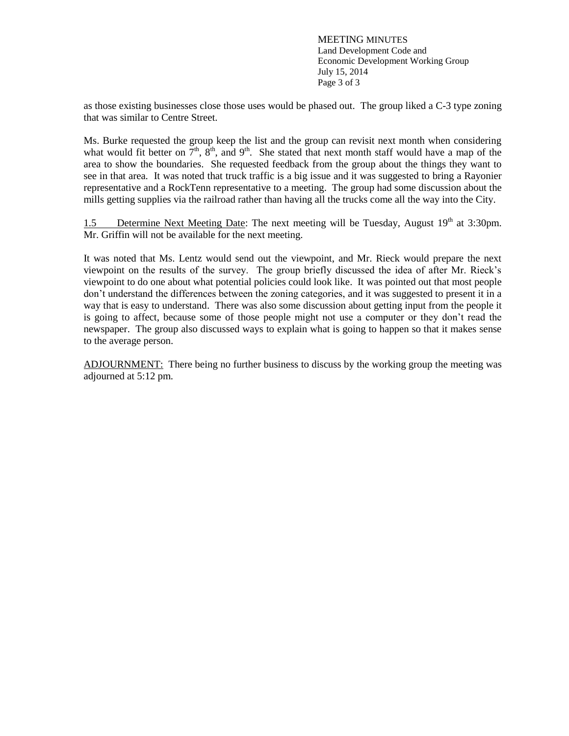as those existing businesses close those uses would be phased out. The group liked a C-3 type zoning that was similar to Centre Street.

Ms. Burke requested the group keep the list and the group can revisit next month when considering what would fit better on 7th, 8th, and 9th. She stated that next month staff would have a map of the area to show the boundaries. She requested feedback from the group about the things they want to see in that area. It was noted that truck traffic is a big issue and it was suggested to bring a Rayonier representative and a RockTenn representative to a meeting. The group had some discussion about the mills getting supplies via the railroad rather than having all the trucks come all the way into the City.

1.5 Determine Next Meeting Date: The next meeting will be Tuesday, August 19th at 3:30pm. Mr. Griffin will not be available for the next meeting.

It was noted that Ms. Lentz would send out the viewpoint, and Mr. Rieck would prepare the next viewpoint on the results of the survey. The group briefly discussed the idea of after Mr. Rieck's viewpoint to do one about what potential policies could look like. It was pointed out that most people don't understand the differences between the zoning categories, and it was suggested to present it in a way that is easy to understand. There was also some discussion about getting input from the people it is going to affect, because some of those people might not use a computer or they don't read the newspaper. The group also discussed ways to explain what is going to happen so that it makes sense to the average person.

ADJOURNMENT: There being no further business to discuss by the working group the meeting was adjourned at 5:12 pm.